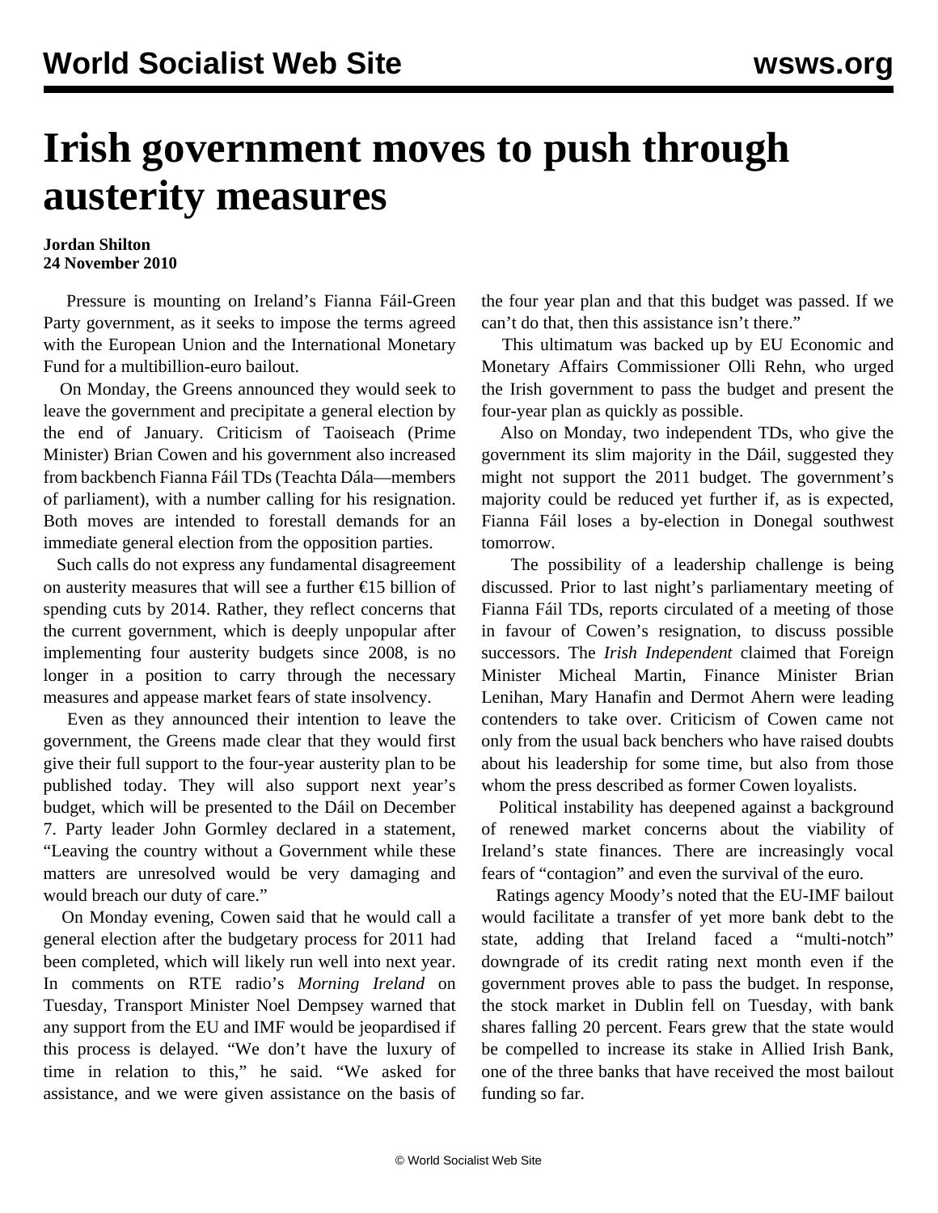# Irish government moves to push through austerity measures

**Jordan Shilton**
**24 November 2010**

Pressure is mounting on Ireland's Fianna Fáil-Green Party government, as it seeks to impose the terms agreed with the European Union and the International Monetary Fund for a multibillion-euro bailout.

On Monday, the Greens announced they would seek to leave the government and precipitate a general election by the end of January. Criticism of Taoiseach (Prime Minister) Brian Cowen and his government also increased from backbench Fianna Fáil TDs (Teachta Dála—members of parliament), with a number calling for his resignation. Both moves are intended to forestall demands for an immediate general election from the opposition parties.

Such calls do not express any fundamental disagreement on austerity measures that will see a further €15 billion of spending cuts by 2014. Rather, they reflect concerns that the current government, which is deeply unpopular after implementing four austerity budgets since 2008, is no longer in a position to carry through the necessary measures and appease market fears of state insolvency.

Even as they announced their intention to leave the government, the Greens made clear that they would first give their full support to the four-year austerity plan to be published today. They will also support next year's budget, which will be presented to the Dáil on December 7. Party leader John Gormley declared in a statement, "Leaving the country without a Government while these matters are unresolved would be very damaging and would breach our duty of care."

On Monday evening, Cowen said that he would call a general election after the budgetary process for 2011 had been completed, which will likely run well into next year. In comments on RTE radio's *Morning Ireland* on Tuesday, Transport Minister Noel Dempsey warned that any support from the EU and IMF would be jeopardised if this process is delayed. "We don't have the luxury of time in relation to this," he said. "We asked for assistance, and we were given assistance on the basis of the four year plan and that this budget was passed. If we can't do that, then this assistance isn't there."

This ultimatum was backed up by EU Economic and Monetary Affairs Commissioner Olli Rehn, who urged the Irish government to pass the budget and present the four-year plan as quickly as possible.

Also on Monday, two independent TDs, who give the government its slim majority in the Dáil, suggested they might not support the 2011 budget. The government's majority could be reduced yet further if, as is expected, Fianna Fáil loses a by-election in Donegal southwest tomorrow.

The possibility of a leadership challenge is being discussed. Prior to last night's parliamentary meeting of Fianna Fáil TDs, reports circulated of a meeting of those in favour of Cowen's resignation, to discuss possible successors. The *Irish Independent* claimed that Foreign Minister Micheal Martin, Finance Minister Brian Lenihan, Mary Hanafin and Dermot Ahern were leading contenders to take over. Criticism of Cowen came not only from the usual back benchers who have raised doubts about his leadership for some time, but also from those whom the press described as former Cowen loyalists.

Political instability has deepened against a background of renewed market concerns about the viability of Ireland's state finances. There are increasingly vocal fears of "contagion" and even the survival of the euro.

Ratings agency Moody's noted that the EU-IMF bailout would facilitate a transfer of yet more bank debt to the state, adding that Ireland faced a "multi-notch" downgrade of its credit rating next month even if the government proves able to pass the budget. In response, the stock market in Dublin fell on Tuesday, with bank shares falling 20 percent. Fears grew that the state would be compelled to increase its stake in Allied Irish Bank, one of the three banks that have received the most bailout funding so far.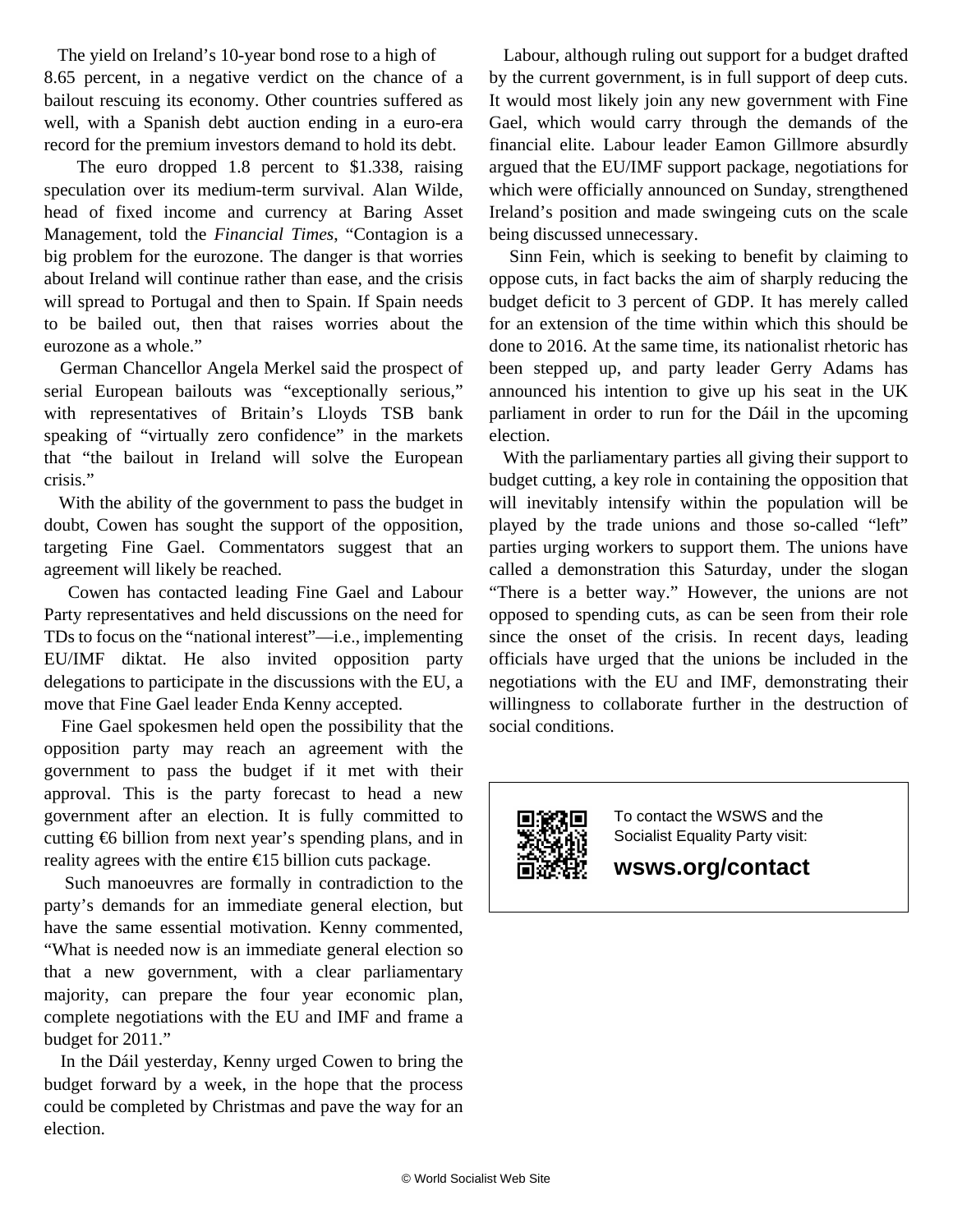The yield on Ireland's 10-year bond rose to a high of 8.65 percent, in a negative verdict on the chance of a bailout rescuing its economy. Other countries suffered as well, with a Spanish debt auction ending in a euro-era record for the premium investors demand to hold its debt.

The euro dropped 1.8 percent to $1.338, raising speculation over its medium-term survival. Alan Wilde, head of fixed income and currency at Baring Asset Management, told the *Financial Times*, "Contagion is a big problem for the eurozone. The danger is that worries about Ireland will continue rather than ease, and the crisis will spread to Portugal and then to Spain. If Spain needs to be bailed out, then that raises worries about the eurozone as a whole."

German Chancellor Angela Merkel said the prospect of serial European bailouts was "exceptionally serious," with representatives of Britain's Lloyds TSB bank speaking of "virtually zero confidence" in the markets that "the bailout in Ireland will solve the European crisis."

With the ability of the government to pass the budget in doubt, Cowen has sought the support of the opposition, targeting Fine Gael. Commentators suggest that an agreement will likely be reached.

Cowen has contacted leading Fine Gael and Labour Party representatives and held discussions on the need for TDs to focus on the "national interest"—i.e., implementing EU/IMF diktat. He also invited opposition party delegations to participate in the discussions with the EU, a move that Fine Gael leader Enda Kenny accepted.

Fine Gael spokesmen held open the possibility that the opposition party may reach an agreement with the government to pass the budget if it met with their approval. This is the party forecast to head a new government after an election. It is fully committed to cutting €6 billion from next year's spending plans, and in reality agrees with the entire €15 billion cuts package.

Such manoeuvres are formally in contradiction to the party's demands for an immediate general election, but have the same essential motivation. Kenny commented, "What is needed now is an immediate general election so that a new government, with a clear parliamentary majority, can prepare the four year economic plan, complete negotiations with the EU and IMF and frame a budget for 2011."

In the Dáil yesterday, Kenny urged Cowen to bring the budget forward by a week, in the hope that the process could be completed by Christmas and pave the way for an election.

Labour, although ruling out support for a budget drafted by the current government, is in full support of deep cuts. It would most likely join any new government with Fine Gael, which would carry through the demands of the financial elite. Labour leader Eamon Gillmore absurdly argued that the EU/IMF support package, negotiations for which were officially announced on Sunday, strengthened Ireland's position and made swingeing cuts on the scale being discussed unnecessary.

Sinn Fein, which is seeking to benefit by claiming to oppose cuts, in fact backs the aim of sharply reducing the budget deficit to 3 percent of GDP. It has merely called for an extension of the time within which this should be done to 2016. At the same time, its nationalist rhetoric has been stepped up, and party leader Gerry Adams has announced his intention to give up his seat in the UK parliament in order to run for the Dáil in the upcoming election.

With the parliamentary parties all giving their support to budget cutting, a key role in containing the opposition that will inevitably intensify within the population will be played by the trade unions and those so-called "left" parties urging workers to support them. The unions have called a demonstration this Saturday, under the slogan "There is a better way." However, the unions are not opposed to spending cuts, as can be seen from their role since the onset of the crisis. In recent days, leading officials have urged that the unions be included in the negotiations with the EU and IMF, demonstrating their willingness to collaborate further in the destruction of social conditions.

To contact the WSWS and the Socialist Equality Party visit:

**wsws.org/contact**